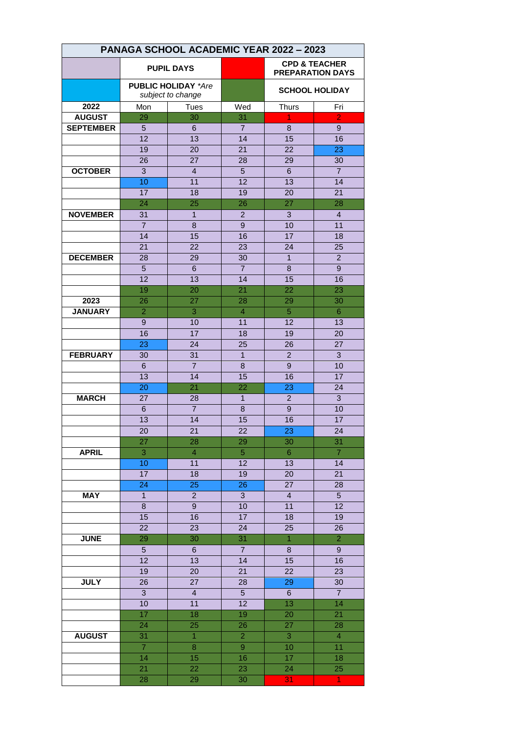# PANAGA SCHOOL ACADEMIC YEAR 2022 – 2023

| Colour | Meaning | Colour | Meaning |
|---|---|---|---|
| (lilac) | **PUPIL DAYS** | (red) | **CPD & TEACHER PREPARATION DAYS** |
| (blue) | **PUBLIC HOLIDAY** *\*Are subject to change* | (green) | **SCHOOL HOLIDAY** |

| 2022 | Mon | Tues | Wed | Thurs | Fri |
|---|---|---|---|---|---|
| **AUGUST** | 29 | 30 | 31 | 1 | 2 |
| **SEPTEMBER** | 5 | 6 | 7 | 8 | 9 |
| | 12 | 13 | 14 | 15 | 16 |
| | 19 | 20 | 21 | 22 | 23 |
| | 26 | 27 | 28 | 29 | 30 |
| **OCTOBER** | 3 | 4 | 5 | 6 | 7 |
| | 10 | 11 | 12 | 13 | 14 |
| | 17 | 18 | 19 | 20 | 21 |
| | 24 | 25 | 26 | 27 | 28 |
| **NOVEMBER** | 31 | 1 | 2 | 3 | 4 |
| | 7 | 8 | 9 | 10 | 11 |
| | 14 | 15 | 16 | 17 | 18 |
| | 21 | 22 | 23 | 24 | 25 |
| **DECEMBER** | 28 | 29 | 30 | 1 | 2 |
| | 5 | 6 | 7 | 8 | 9 |
| | 12 | 13 | 14 | 15 | 16 |
| | 19 | 20 | 21 | 22 | 23 |
| **2023** | 26 | 27 | 28 | 29 | 30 |
| **JANUARY** | 2 | 3 | 4 | 5 | 6 |
| | 9 | 10 | 11 | 12 | 13 |
| | 16 | 17 | 18 | 19 | 20 |
| | 23 | 24 | 25 | 26 | 27 |
| **FEBRUARY** | 30 | 31 | 1 | 2 | 3 |
| | 6 | 7 | 8 | 9 | 10 |
| | 13 | 14 | 15 | 16 | 17 |
| | 20 | 21 | 22 | 23 | 24 |
| **MARCH** | 27 | 28 | 1 | 2 | 3 |
| | 6 | 7 | 8 | 9 | 10 |
| | 13 | 14 | 15 | 16 | 17 |
| | 20 | 21 | 22 | 23 | 24 |
| | 27 | 28 | 29 | 30 | 31 |
| **APRIL** | 3 | 4 | 5 | 6 | 7 |
| | 10 | 11 | 12 | 13 | 14 |
| | 17 | 18 | 19 | 20 | 21 |
| | 24 | 25 | 26 | 27 | 28 |
| **MAY** | 1 | 2 | 3 | 4 | 5 |
| | 8 | 9 | 10 | 11 | 12 |
| | 15 | 16 | 17 | 18 | 19 |
| | 22 | 23 | 24 | 25 | 26 |
| **JUNE** | 29 | 30 | 31 | 1 | 2 |
| | 5 | 6 | 7 | 8 | 9 |
| | 12 | 13 | 14 | 15 | 16 |
| | 19 | 20 | 21 | 22 | 23 |
| **JULY** | 26 | 27 | 28 | 29 | 30 |
| | 3 | 4 | 5 | 6 | 7 |
| | 10 | 11 | 12 | 13 | 14 |
| | 17 | 18 | 19 | 20 | 21 |
| | 24 | 25 | 26 | 27 | 28 |
| **AUGUST** | 31 | 1 | 2 | 3 | 4 |
| | 7 | 8 | 9 | 10 | 11 |
| | 14 | 15 | 16 | 17 | 18 |
| | 21 | 22 | 23 | 24 | 25 |
| | 28 | 29 | 30 | 31 | 1 |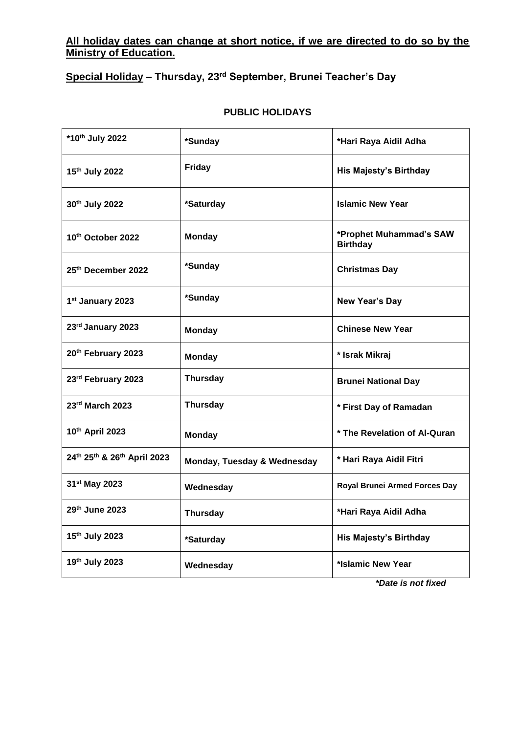**<u>All holiday dates can change at short notice, if we are directed to do so by the Ministry of Education.</u>**

**<u>Special Holiday</u> – Thursday, 23rd September, Brunei Teacher's Day**

**PUBLIC HOLIDAYS**

| | | |
|---|---|---|
| ***10th July 2022** | ***Sunday** | ***Hari Raya Aidil Adha** |
| **15th July 2022** | **Friday** | **His Majesty's Birthday** |
| **30th July 2022** | ***Saturday** | **Islamic New Year** |
| **10th October 2022** | **Monday** | ***Prophet Muhammad's SAW Birthday** |
| **25th December 2022** | ***Sunday** | **Christmas Day** |
| **1st January 2023** | ***Sunday** | **New Year's Day** |
| **23rd January 2023** | **Monday** | **Chinese New Year** |
| **20th February 2023** | **Monday** | *** Israk Mikraj** |
| **23rd February 2023** | **Thursday** | **Brunei National Day** |
| **23rd March 2023** | **Thursday** | *** First Day of Ramadan** |
| **10th April 2023** | **Monday** | *** The Revelation of Al-Quran** |
| **24th 25th & 26th April 2023** | **Monday, Tuesday & Wednesday** | *** Hari Raya Aidil Fitri** |
| **31st May 2023** | **Wednesday** | **Royal Brunei Armed Forces Day** |
| **29th June 2023** | **Thursday** | ***Hari Raya Aidil Adha** |
| **15th July 2023** | ***Saturday** | **His Majesty's Birthday** |
| **19th July 2023** | **Wednesday** | ***Islamic New Year** |

***Date is not fixed***